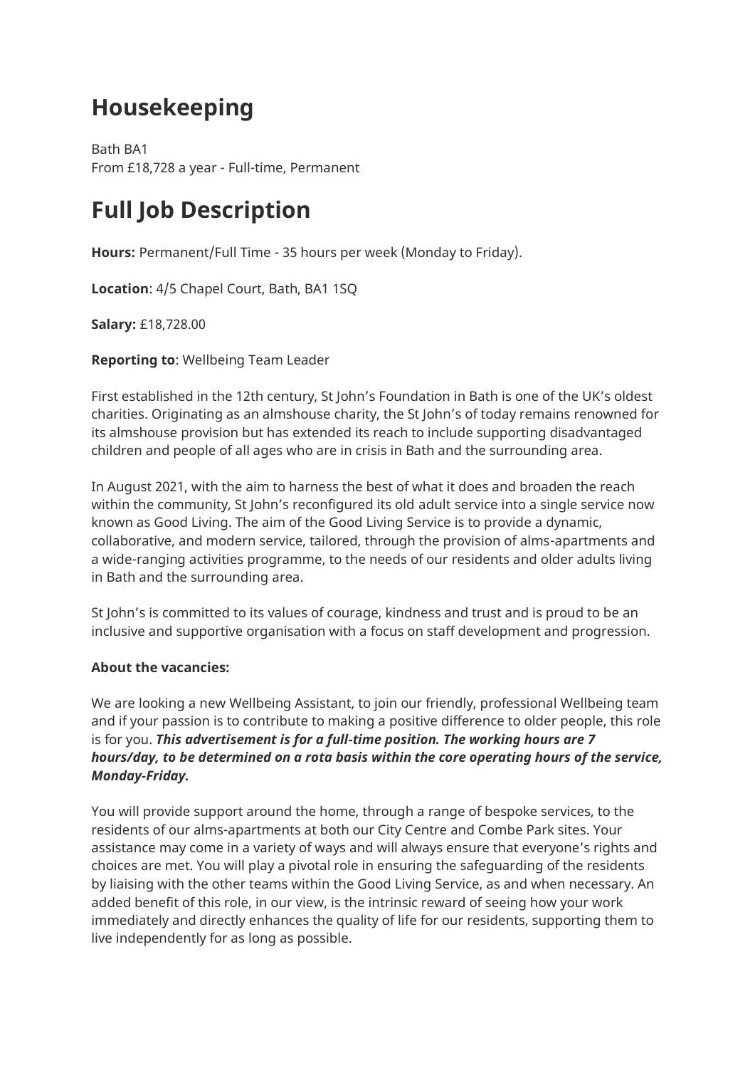# Housekeeping

Bath BA1
From £18,728 a year - Full-time, Permanent

# Full Job Description

**Hours:** Permanent/Full Time - 35 hours per week (Monday to Friday).

**Location**: 4/5 Chapel Court, Bath, BA1 1SQ

**Salary:** £18,728.00

**Reporting to**: Wellbeing Team Leader

First established in the 12th century, St John's Foundation in Bath is one of the UK's oldest charities. Originating as an almshouse charity, the St John's of today remains renowned for its almshouse provision but has extended its reach to include supporting disadvantaged children and people of all ages who are in crisis in Bath and the surrounding area.

In August 2021, with the aim to harness the best of what it does and broaden the reach within the community, St John's reconfigured its old adult service into a single service now known as Good Living. The aim of the Good Living Service is to provide a dynamic, collaborative, and modern service, tailored, through the provision of alms-apartments and a wide-ranging activities programme, to the needs of our residents and older adults living in Bath and the surrounding area.

St John's is committed to its values of courage, kindness and trust and is proud to be an inclusive and supportive organisation with a focus on staff development and progression.

**About the vacancies:**

We are looking a new Wellbeing Assistant, to join our friendly, professional Wellbeing team and if your passion is to contribute to making a positive difference to older people, this role is for you. ***This advertisement is for a full-time position. The working hours are 7 hours/day, to be determined on a rota basis within the core operating hours of the service, Monday-Friday.***

You will provide support around the home, through a range of bespoke services, to the residents of our alms-apartments at both our City Centre and Combe Park sites. Your assistance may come in a variety of ways and will always ensure that everyone's rights and choices are met. You will play a pivotal role in ensuring the safeguarding of the residents by liaising with the other teams within the Good Living Service, as and when necessary. An added benefit of this role, in our view, is the intrinsic reward of seeing how your work immediately and directly enhances the quality of life for our residents, supporting them to live independently for as long as possible.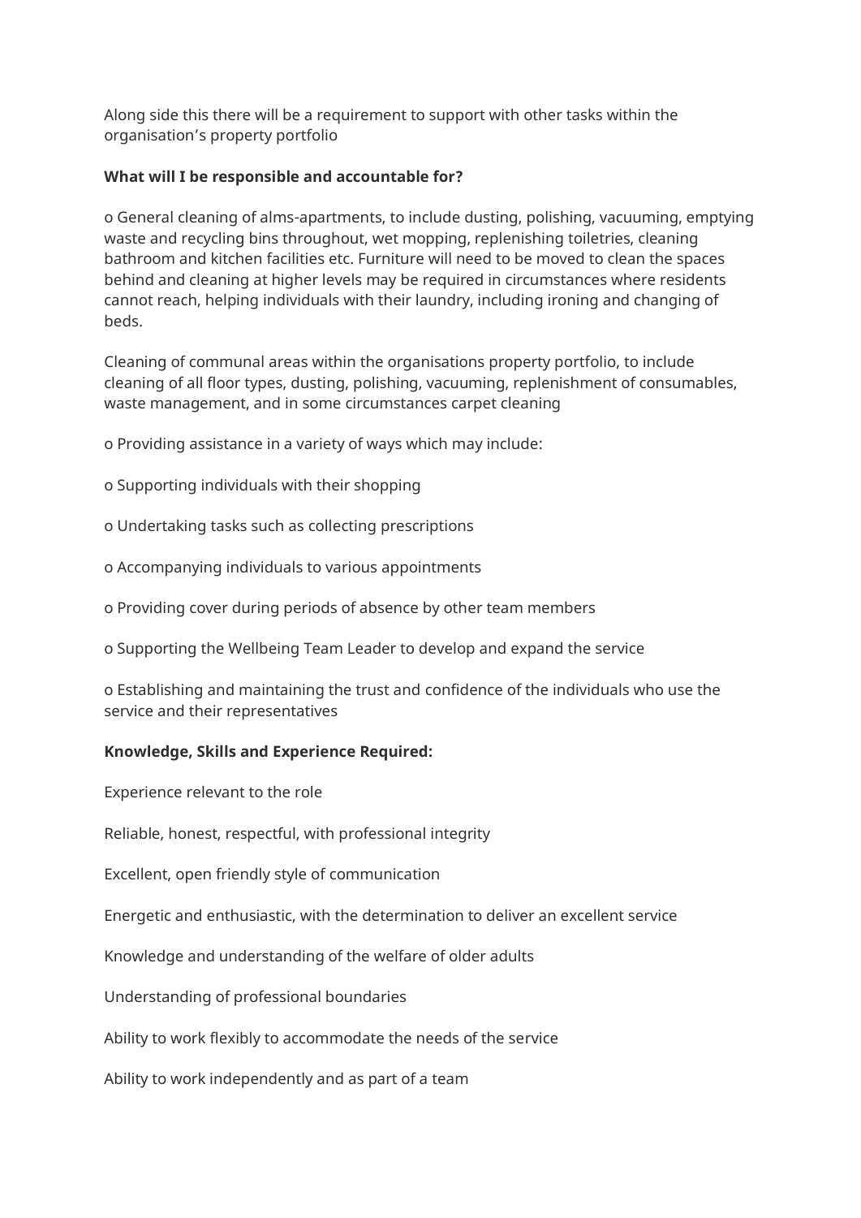Along side this there will be a requirement to support with other tasks within the organisation's property portfolio

**What will I be responsible and accountable for?**

o General cleaning of alms-apartments, to include dusting, polishing, vacuuming, emptying waste and recycling bins throughout, wet mopping, replenishing toiletries, cleaning bathroom and kitchen facilities etc. Furniture will need to be moved to clean the spaces behind and cleaning at higher levels may be required in circumstances where residents cannot reach, helping individuals with their laundry, including ironing and changing of beds.

Cleaning of communal areas within the organisations property portfolio, to include cleaning of all floor types, dusting, polishing, vacuuming, replenishment of consumables, waste management, and in some circumstances carpet cleaning

o Providing assistance in a variety of ways which may include:

o Supporting individuals with their shopping

o Undertaking tasks such as collecting prescriptions

o Accompanying individuals to various appointments

o Providing cover during periods of absence by other team members

o Supporting the Wellbeing Team Leader to develop and expand the service

o Establishing and maintaining the trust and confidence of the individuals who use the service and their representatives

**Knowledge, Skills and Experience Required:**

Experience relevant to the role

Reliable, honest, respectful, with professional integrity

Excellent, open friendly style of communication

Energetic and enthusiastic, with the determination to deliver an excellent service

Knowledge and understanding of the welfare of older adults

Understanding of professional boundaries

Ability to work flexibly to accommodate the needs of the service

Ability to work independently and as part of a team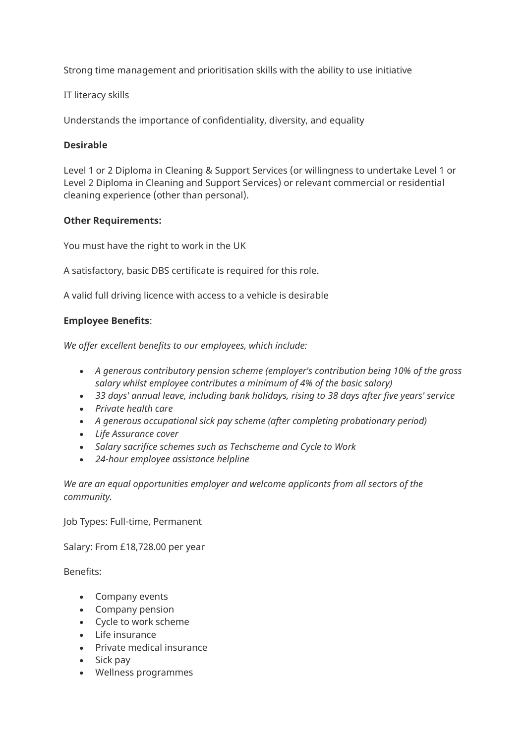Strong time management and prioritisation skills with the ability to use initiative

IT literacy skills

Understands the importance of confidentiality, diversity, and equality

**Desirable**

Level 1 or 2 Diploma in Cleaning & Support Services (or willingness to undertake Level 1 or Level 2 Diploma in Cleaning and Support Services) or relevant commercial or residential cleaning experience (other than personal).

**Other Requirements:**

You must have the right to work in the UK

A satisfactory, basic DBS certificate is required for this role.

A valid full driving licence with access to a vehicle is desirable

**Employee Benefits**:

*We offer excellent benefits to our employees, which include:*

- *A generous contributory pension scheme (employer's contribution being 10% of the gross salary whilst employee contributes a minimum of 4% of the basic salary)*
- *33 days' annual leave, including bank holidays, rising to 38 days after five years' service*
- *Private health care*
- *A generous occupational sick pay scheme (after completing probationary period)*
- *Life Assurance cover*
- *Salary sacrifice schemes such as Techscheme and Cycle to Work*
- *24-hour employee assistance helpline*

*We are an equal opportunities employer and welcome applicants from all sectors of the community.*

Job Types: Full-time, Permanent

Salary: From £18,728.00 per year

Benefits:

- Company events
- Company pension
- Cycle to work scheme
- Life insurance
- Private medical insurance
- Sick pay
- Wellness programmes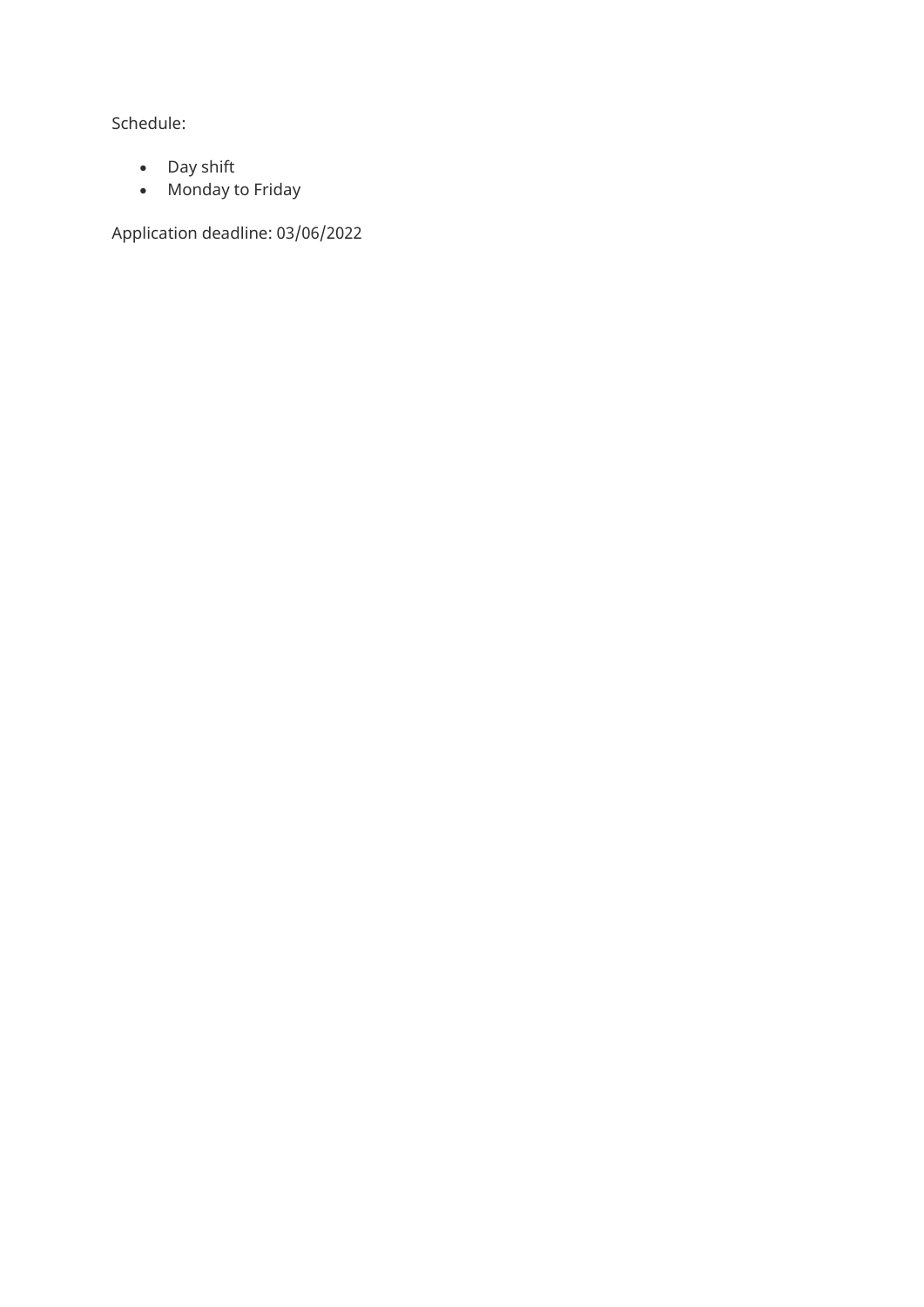Schedule:

- Day shift
- Monday to Friday

Application deadline: 03/06/2022